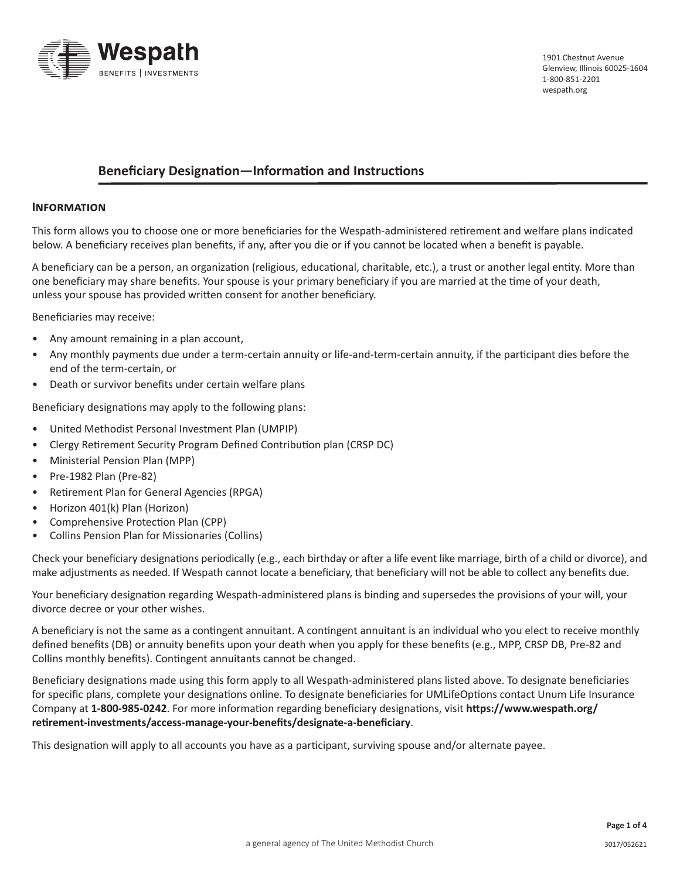Wespath

BENEFITS | INVESTMENTS

1901 Chestnut Avenue
Glenview, Illinois 60025-1604
1-800-851-2201
wespath.org

# Beneficiary Designation—Information and Instructions

## Information

This form allows you to choose one or more beneficiaries for the Wespath-administered retirement and welfare plans indicated below. A beneficiary receives plan benefits, if any, after you die or if you cannot be located when a benefit is payable.

A beneficiary can be a person, an organization (religious, educational, charitable, etc.), a trust or another legal entity. More than one beneficiary may share benefits. Your spouse is your primary beneficiary if you are married at the time of your death, unless your spouse has provided written consent for another beneficiary.

Beneficiaries may receive:

- Any amount remaining in a plan account,
- Any monthly payments due under a term-certain annuity or life-and-term-certain annuity, if the participant dies before the end of the term-certain, or
- Death or survivor benefits under certain welfare plans

Beneficiary designations may apply to the following plans:

- United Methodist Personal Investment Plan (UMPIP)
- Clergy Retirement Security Program Defined Contribution plan (CRSP DC)
- Ministerial Pension Plan (MPP)
- Pre-1982 Plan (Pre-82)
- Retirement Plan for General Agencies (RPGA)
- Horizon 401(k) Plan (Horizon)
- Comprehensive Protection Plan (CPP)
- Collins Pension Plan for Missionaries (Collins)

Check your beneficiary designations periodically (e.g., each birthday or after a life event like marriage, birth of a child or divorce), and make adjustments as needed. If Wespath cannot locate a beneficiary, that beneficiary will not be able to collect any benefits due.

Your beneficiary designation regarding Wespath-administered plans is binding and supersedes the provisions of your will, your divorce decree or your other wishes.

A beneficiary is not the same as a contingent annuitant. A contingent annuitant is an individual who you elect to receive monthly defined benefits (DB) or annuity benefits upon your death when you apply for these benefits (e.g., MPP, CRSP DB, Pre-82 and Collins monthly benefits). Contingent annuitants cannot be changed.

Beneficiary designations made using this form apply to all Wespath-administered plans listed above. To designate beneficiaries for specific plans, complete your designations online. To designate beneficiaries for UMLifeOptions contact Unum Life Insurance Company at **1-800-985-0242**. For more information regarding beneficiary designations, visit **https://www.wespath.org/retirement-investments/access-manage-your-benefits/designate-a-beneficiary**.

This designation will apply to all accounts you have as a participant, surviving spouse and/or alternate payee.

a general agency of The United Methodist Church

3017/052621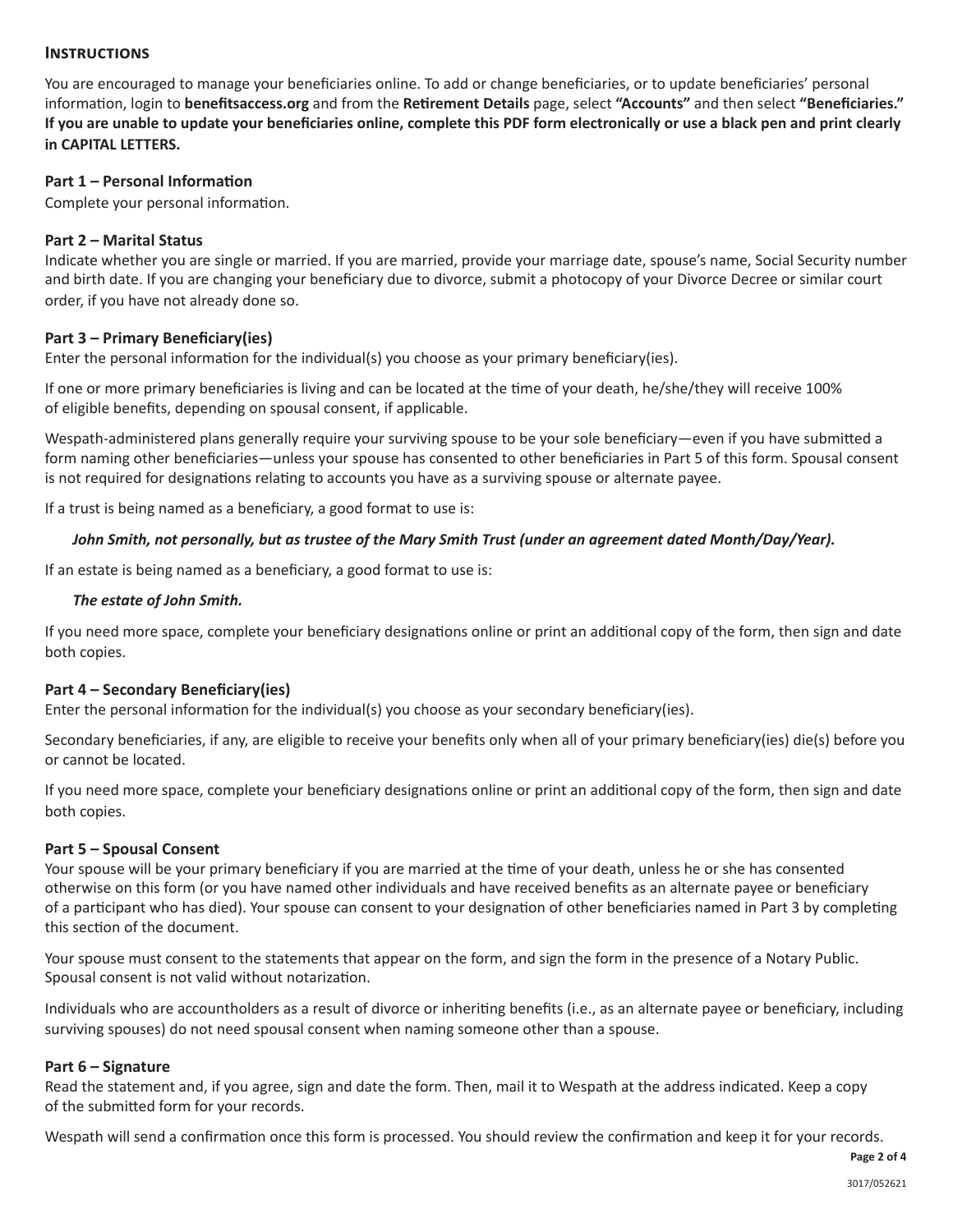## Instructions

You are encouraged to manage your beneficiaries online. To add or change beneficiaries, or to update beneficiaries' personal information, login to **benefitsaccess.org** and from the **Retirement Details** page, select **"Accounts"** and then select **"Beneficiaries."** **If you are unable to update your beneficiaries online, complete this PDF form electronically or use a black pen and print clearly in CAPITAL LETTERS.**

### Part 1 – Personal Information

Complete your personal information.

### Part 2 – Marital Status

Indicate whether you are single or married. If you are married, provide your marriage date, spouse's name, Social Security number and birth date. If you are changing your beneficiary due to divorce, submit a photocopy of your Divorce Decree or similar court order, if you have not already done so.

### Part 3 – Primary Beneficiary(ies)

Enter the personal information for the individual(s) you choose as your primary beneficiary(ies).

If one or more primary beneficiaries is living and can be located at the time of your death, he/she/they will receive 100% of eligible benefits, depending on spousal consent, if applicable.

Wespath-administered plans generally require your surviving spouse to be your sole beneficiary—even if you have submitted a form naming other beneficiaries—unless your spouse has consented to other beneficiaries in Part 5 of this form. Spousal consent is not required for designations relating to accounts you have as a surviving spouse or alternate payee.

If a trust is being named as a beneficiary, a good format to use is:

***John Smith, not personally, but as trustee of the Mary Smith Trust (under an agreement dated Month/Day/Year).***

If an estate is being named as a beneficiary, a good format to use is:

***The estate of John Smith.***

If you need more space, complete your beneficiary designations online or print an additional copy of the form, then sign and date both copies.

### Part 4 – Secondary Beneficiary(ies)

Enter the personal information for the individual(s) you choose as your secondary beneficiary(ies).

Secondary beneficiaries, if any, are eligible to receive your benefits only when all of your primary beneficiary(ies) die(s) before you or cannot be located.

If you need more space, complete your beneficiary designations online or print an additional copy of the form, then sign and date both copies.

### Part 5 – Spousal Consent

Your spouse will be your primary beneficiary if you are married at the time of your death, unless he or she has consented otherwise on this form (or you have named other individuals and have received benefits as an alternate payee or beneficiary of a participant who has died). Your spouse can consent to your designation of other beneficiaries named in Part 3 by completing this section of the document.

Your spouse must consent to the statements that appear on the form, and sign the form in the presence of a Notary Public. Spousal consent is not valid without notarization.

Individuals who are accountholders as a result of divorce or inheriting benefits (i.e., as an alternate payee or beneficiary, including surviving spouses) do not need spousal consent when naming someone other than a spouse.

### Part 6 – Signature

Read the statement and, if you agree, sign and date the form. Then, mail it to Wespath at the address indicated. Keep a copy of the submitted form for your records.

Wespath will send a confirmation once this form is processed. You should review the confirmation and keep it for your records.

3017/052621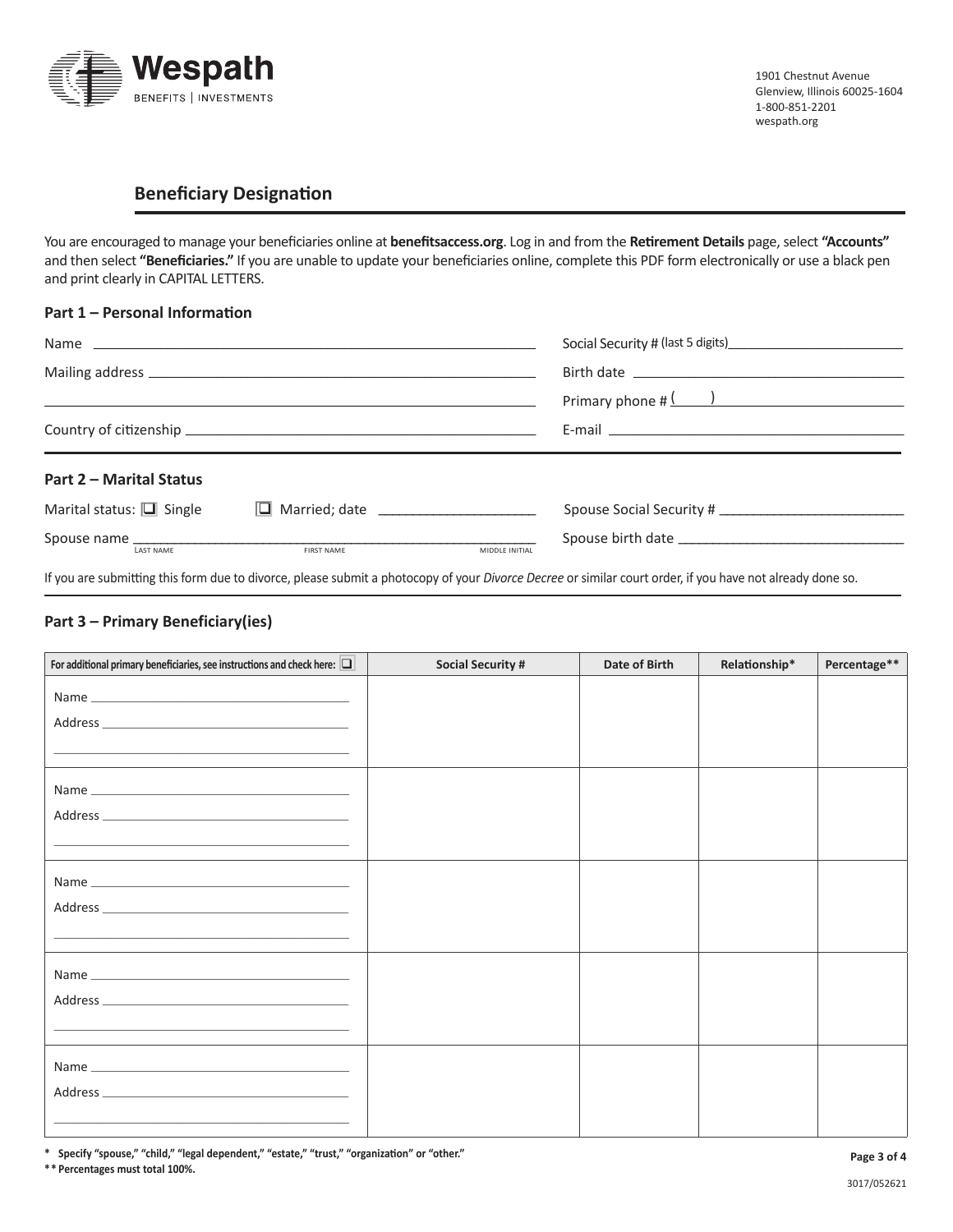Wespath
BENEFITS | INVESTMENTS

1901 Chestnut Avenue
Glenview, Illinois 60025-1604
1-800-851-2201
wespath.org

## Beneficiary Designation

You are encouraged to manage your beneficiaries online at **benefitsaccess.org**. Log in and from the **Retirement Details** page, select **"Accounts"** and then select **"Beneficiaries."** If you are unable to update your beneficiaries online, complete this PDF form electronically or use a black pen and print clearly in CAPITAL LETTERS.

### Part 1 – Personal Information

Name ______________________________ Social Security # (last 5 digits) ______________

Mailing address ______________________________ Birth date ______________

______________________________ Primary phone # (    ) ______________

Country of citizenship ______________________________ E-mail ______________

### Part 2 – Marital Status

Marital status: ☐ Single ☐ Married; date ______________ Spouse Social Security # ______________

Spouse name ______________________________ (LAST NAME, FIRST NAME, MIDDLE INITIAL) Spouse birth date ______________

If you are submitting this form due to divorce, please submit a photocopy of your *Divorce Decree* or similar court order, if you have not already done so.

### Part 3 – Primary Beneficiary(ies)

| For additional primary beneficiaries, see instructions and check here: ☐ | Social Security # | Date of Birth | Relationship* | Percentage** |
|---|---|---|---|---|
| Name ______<br>Address ______<br>______ | | | | |
| Name ______<br>Address ______<br>______ | | | | |
| Name ______<br>Address ______<br>______ | | | | |
| Name ______<br>Address ______<br>______ | | | | |
| Name ______<br>Address ______<br>______ | | | | |

\* Specify "spouse," "child," "legal dependent," "estate," "trust," "organization" or "other."

\*\* Percentages must total 100%.

3017/052621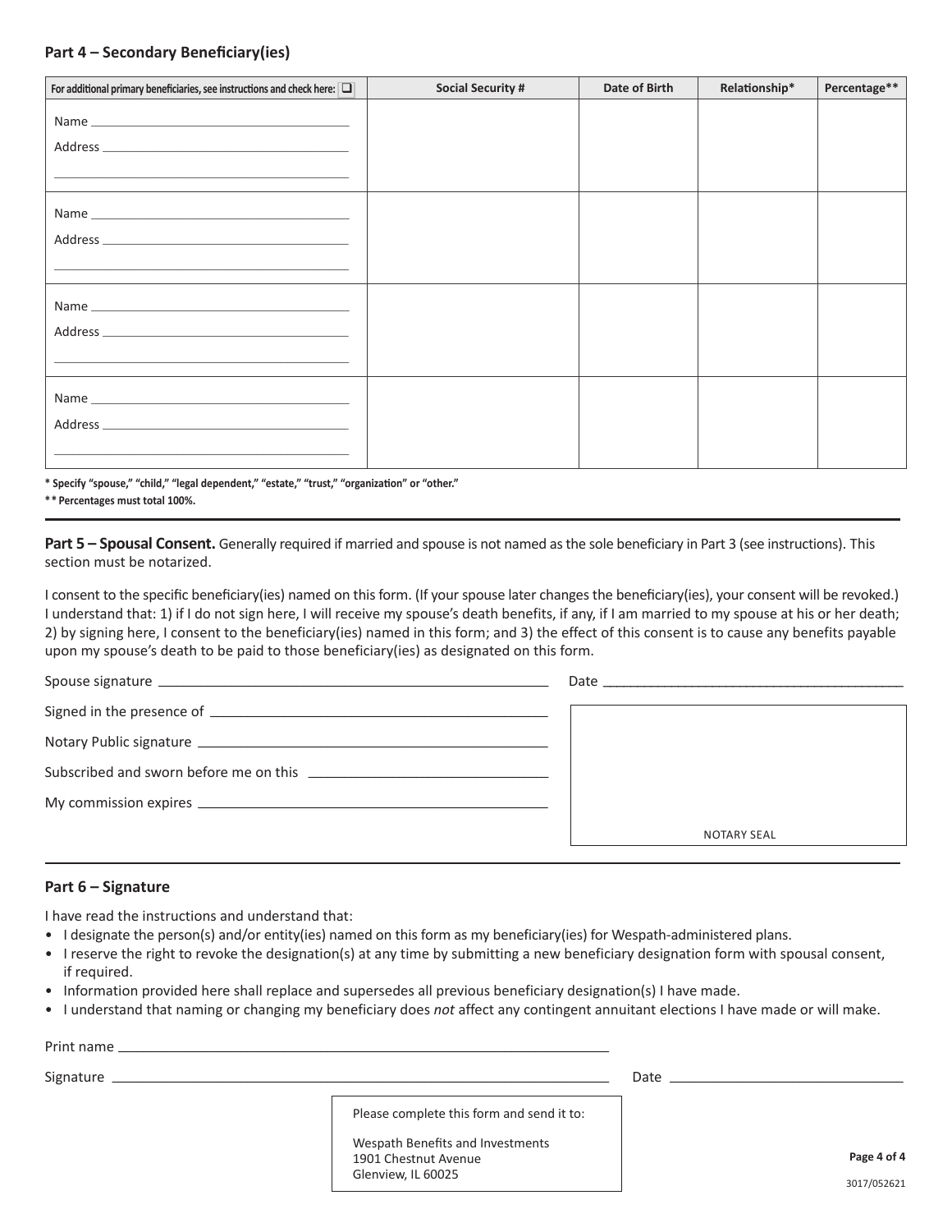## Part 4 – Secondary Beneficiary(ies)

| For additional primary beneficiaries, see instructions and check here: ☐ | Social Security # | Date of Birth | Relationship* | Percentage** |
|---|---|---|---|---|
| Name ______________________ Address ______________________ ______________________ | | | | |
| Name ______________________ Address ______________________ ______________________ | | | | |
| Name ______________________ Address ______________________ ______________________ | | | | |
| Name ______________________ Address ______________________ ______________________ | | | | |

**\* Specify "spouse," "child," "legal dependent," "estate," "trust," "organization" or "other."**

**\*\* Percentages must total 100%.**

**Part 5 – Spousal Consent.** Generally required if married and spouse is not named as the sole beneficiary in Part 3 (see instructions). This section must be notarized.

I consent to the specific beneficiary(ies) named on this form. (If your spouse later changes the beneficiary(ies), your consent will be revoked.) I understand that: 1) if I do not sign here, I will receive my spouse's death benefits, if any, if I am married to my spouse at his or her death; 2) by signing here, I consent to the beneficiary(ies) named in this form; and 3) the effect of this consent is to cause any benefits payable upon my spouse's death to be paid to those beneficiary(ies) as designated on this form.

Spouse signature ______________________ Date ______________________

Signed in the presence of ______________________

Notary Public signature ______________________

Subscribed and sworn before me on this ______________________

My commission expires ______________________

NOTARY SEAL

## Part 6 – Signature

I have read the instructions and understand that:

- I designate the person(s) and/or entity(ies) named on this form as my beneficiary(ies) for Wespath-administered plans.
- I reserve the right to revoke the designation(s) at any time by submitting a new beneficiary designation form with spousal consent, if required.
- Information provided here shall replace and supersedes all previous beneficiary designation(s) I have made.
- I understand that naming or changing my beneficiary does *not* affect any contingent annuitant elections I have made or will make.

Print name ______________________

Signature ______________________ Date ______________________

Please complete this form and send it to:

Wespath Benefits and Investments
1901 Chestnut Avenue
Glenview, IL 60025

3017/052621